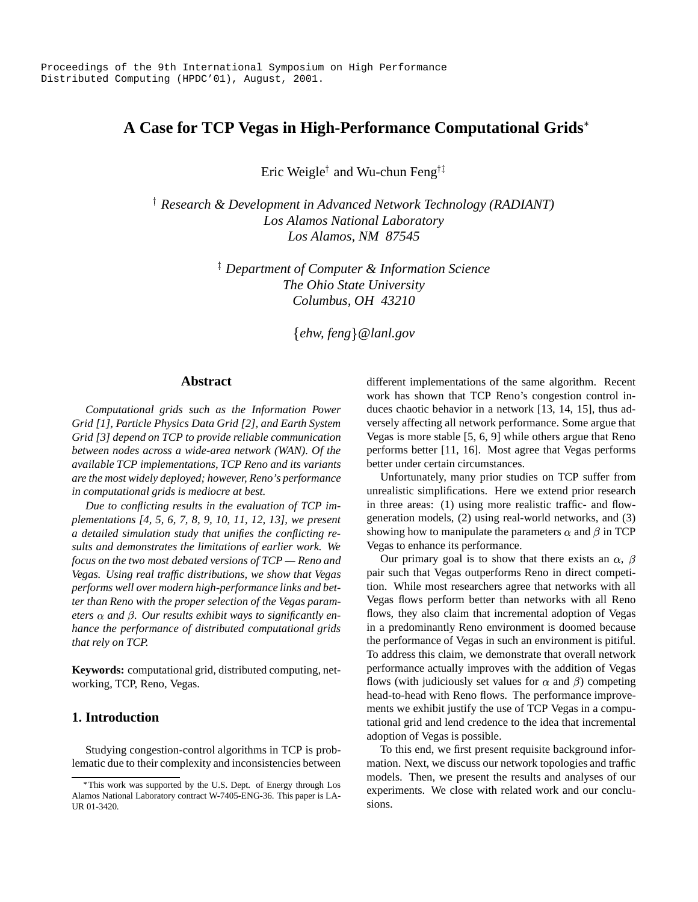Proceedings of the 9th International Symposium on High Performance Distributed Computing (HPDC'01), August, 2001.

# A Case for TCP Vegas in High-Performance Computational Grids*

Eric Weigle† and Wu-chun Feng†‡

† *Research & Development in Advanced Network Technology (RADIANT)*
*Los Alamos National Laboratory*
*Los Alamos, NM 87545*

‡ *Department of Computer & Information Science*
*The Ohio State University*
*Columbus, OH 43210*

{*ehw, feng*}*@lanl.gov*

## Abstract

*Computational grids such as the Information Power Grid [1], Particle Physics Data Grid [2], and Earth System Grid [3] depend on TCP to provide reliable communication between nodes across a wide-area network (WAN). Of the available TCP implementations, TCP Reno and its variants are the most widely deployed; however, Reno's performance in computational grids is mediocre at best.*

*Due to conflicting results in the evaluation of TCP implementations [4, 5, 6, 7, 8, 9, 10, 11, 12, 13], we present a detailed simulation study that unifies the conflicting results and demonstrates the limitations of earlier work. We focus on the two most debated versions of TCP — Reno and Vegas. Using real traffic distributions, we show that Vegas performs well over modern high-performance links and better than Reno with the proper selection of the Vegas parameters $\alpha$ and $\beta$. Our results exhibit ways to significantly enhance the performance of distributed computational grids that rely on TCP.*

**Keywords:** computational grid, distributed computing, networking, TCP, Reno, Vegas.

## 1. Introduction

Studying congestion-control algorithms in TCP is problematic due to their complexity and inconsistencies between different implementations of the same algorithm. Recent work has shown that TCP Reno's congestion control induces chaotic behavior in a network [13, 14, 15], thus adversely affecting all network performance. Some argue that Vegas is more stable [5, 6, 9] while others argue that Reno performs better [11, 16]. Most agree that Vegas performs better under certain circumstances.

Unfortunately, many prior studies on TCP suffer from unrealistic simplifications. Here we extend prior research in three areas: (1) using more realistic traffic- and flow-generation models, (2) using real-world networks, and (3) showing how to manipulate the parameters $\alpha$ and $\beta$ in TCP Vegas to enhance its performance.

Our primary goal is to show that there exists an $\alpha$, $\beta$ pair such that Vegas outperforms Reno in direct competition. While most researchers agree that networks with all Vegas flows perform better than networks with all Reno flows, they also claim that incremental adoption of Vegas in a predominantly Reno environment is doomed because the performance of Vegas in such an environment is pitiful. To address this claim, we demonstrate that overall network performance actually improves with the addition of Vegas flows (with judiciously set values for $\alpha$ and $\beta$) competing head-to-head with Reno flows. The performance improvements we exhibit justify the use of TCP Vegas in a computational grid and lend credence to the idea that incremental adoption of Vegas is possible.

To this end, we first present requisite background information. Next, we discuss our network topologies and traffic models. Then, we present the results and analyses of our experiments. We close with related work and our conclusions.

*This work was supported by the U.S. Dept. of Energy through Los Alamos National Laboratory contract W-7405-ENG-36. This paper is LA-UR 01-3420.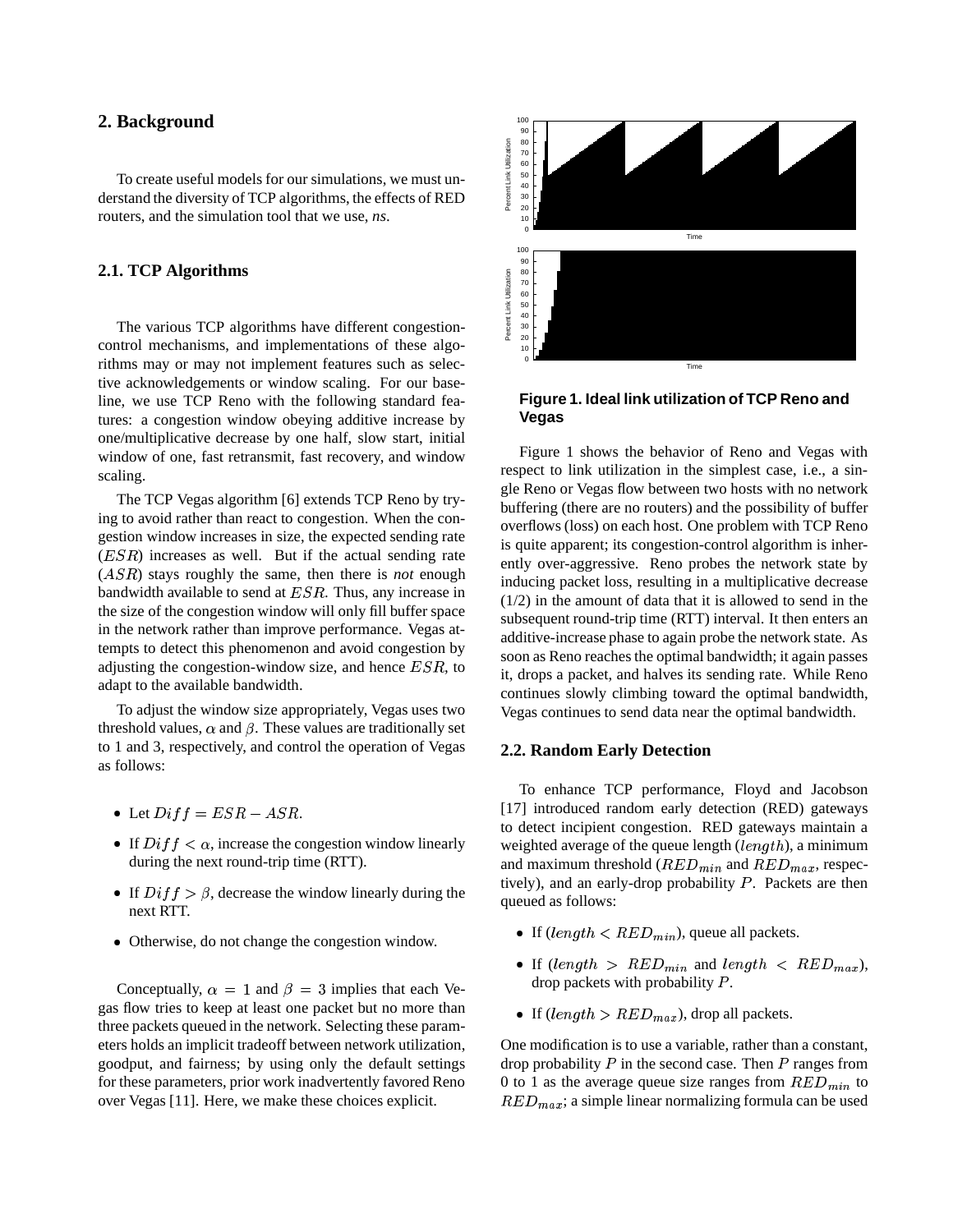## 2. Background

To create useful models for our simulations, we must understand the diversity of TCP algorithms, the effects of RED routers, and the simulation tool that we use, *ns*.

### 2.1. TCP Algorithms

The various TCP algorithms have different congestion-control mechanisms, and implementations of these algorithms may or may not implement features such as selective acknowledgements or window scaling. For our baseline, we use TCP Reno with the following standard features: a congestion window obeying additive increase by one/multiplicative decrease by one half, slow start, initial window of one, fast retransmit, fast recovery, and window scaling.

The TCP Vegas algorithm [6] extends TCP Reno by trying to avoid rather than react to congestion. When the congestion window increases in size, the expected sending rate ($ESR$) increases as well. But if the actual sending rate ($ASR$) stays roughly the same, then there is *not* enough bandwidth available to send at $ESR$. Thus, any increase in the size of the congestion window will only fill buffer space in the network rather than improve performance. Vegas attempts to detect this phenomenon and avoid congestion by adjusting the congestion-window size, and hence $ESR$, to adapt to the available bandwidth.

To adjust the window size appropriately, Vegas uses two threshold values, $\alpha$ and $\beta$. These values are traditionally set to 1 and 3, respectively, and control the operation of Vegas as follows:

- Let $Diff = ESR - ASR$.
- If $Diff < \alpha$, increase the congestion window linearly during the next round-trip time (RTT).
- If $Diff > \beta$, decrease the window linearly during the next RTT.
- Otherwise, do not change the congestion window.

Conceptually, $\alpha = 1$ and $\beta = 3$ implies that each Vegas flow tries to keep at least one packet but no more than three packets queued in the network. Selecting these parameters holds an implicit tradeoff between network utilization, goodput, and fairness; by using only the default settings for these parameters, prior work inadvertently favored Reno over Vegas [11]. Here, we make these choices explicit.

**Figure 1. Ideal link utilization of TCP Reno and Vegas**

Figure 1 shows the behavior of Reno and Vegas with respect to link utilization in the simplest case, i.e., a single Reno or Vegas flow between two hosts with no network buffering (there are no routers) and the possibility of buffer overflows (loss) on each host. One problem with TCP Reno is quite apparent; its congestion-control algorithm is inherently over-aggressive. Reno probes the network state by inducing packet loss, resulting in a multiplicative decrease (1/2) in the amount of data that it is allowed to send in the subsequent round-trip time (RTT) interval. It then enters an additive-increase phase to again probe the network state. As soon as Reno reaches the optimal bandwidth; it again passes it, drops a packet, and halves its sending rate. While Reno continues slowly climbing toward the optimal bandwidth, Vegas continues to send data near the optimal bandwidth.

### 2.2. Random Early Detection

To enhance TCP performance, Floyd and Jacobson [17] introduced random early detection (RED) gateways to detect incipient congestion. RED gateways maintain a weighted average of the queue length ($length$), a minimum and maximum threshold ($RED_{min}$ and $RED_{max}$, respectively), and an early-drop probability $P$. Packets are then queued as follows:

- If ($length < RED_{min}$), queue all packets.
- If ($length > RED_{min}$ and $length < RED_{max}$), drop packets with probability $P$.
- If ($length > RED_{max}$), drop all packets.

One modification is to use a variable, rather than a constant, drop probability $P$ in the second case. Then $P$ ranges from 0 to 1 as the average queue size ranges from $RED_{min}$ to $RED_{max}$; a simple linear normalizing formula can be used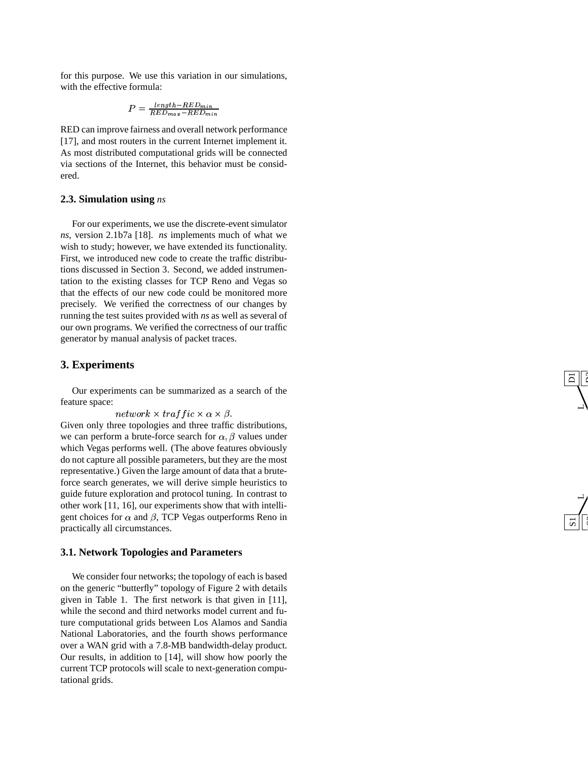for this purpose. We use this variation in our simulations, with the effective formula:

$$P = \frac{length - RED_{min}}{RED_{max} - RED_{min}}$$

RED can improve fairness and overall network performance [17], and most routers in the current Internet implement it. As most distributed computational grids will be connected via sections of the Internet, this behavior must be considered.

### 2.3. Simulation using *ns*

For our experiments, we use the discrete-event simulator *ns*, version 2.1b7a [18]. *ns* implements much of what we wish to study; however, we have extended its functionality. First, we introduced new code to create the traffic distributions discussed in Section 3. Second, we added instrumentation to the existing classes for TCP Reno and Vegas so that the effects of our new code could be monitored more precisely. We verified the correctness of our changes by running the test suites provided with *ns* as well as several of our own programs. We verified the correctness of our traffic generator by manual analysis of packet traces.

## 3. Experiments

Our experiments can be summarized as a search of the feature space:

$$network \times traffic \times \alpha \times \beta.$$

Given only three topologies and three traffic distributions, we can perform a brute-force search for $\alpha, \beta$ values under which Vegas performs well. (The above features obviously do not capture all possible parameters, but they are the most representative.) Given the large amount of data that a brute-force search generates, we will derive simple heuristics to guide future exploration and protocol tuning. In contrast to other work [11, 16], our experiments show that with intelligent choices for $\alpha$ and $\beta$, TCP Vegas outperforms Reno in practically all circumstances.

### 3.1. Network Topologies and Parameters

We consider four networks; the topology of each is based on the generic "butterfly" topology of Figure 2 with details given in Table 1. The first network is that given in [11], while the second and third networks model current and future computational grids between Los Alamos and Sandia National Laboratories, and the fourth shows performance over a WAN grid with a 7.8-MB bandwidth-delay product. Our results, in addition to [14], will show how poorly the current TCP protocols will scale to next-generation computational grids.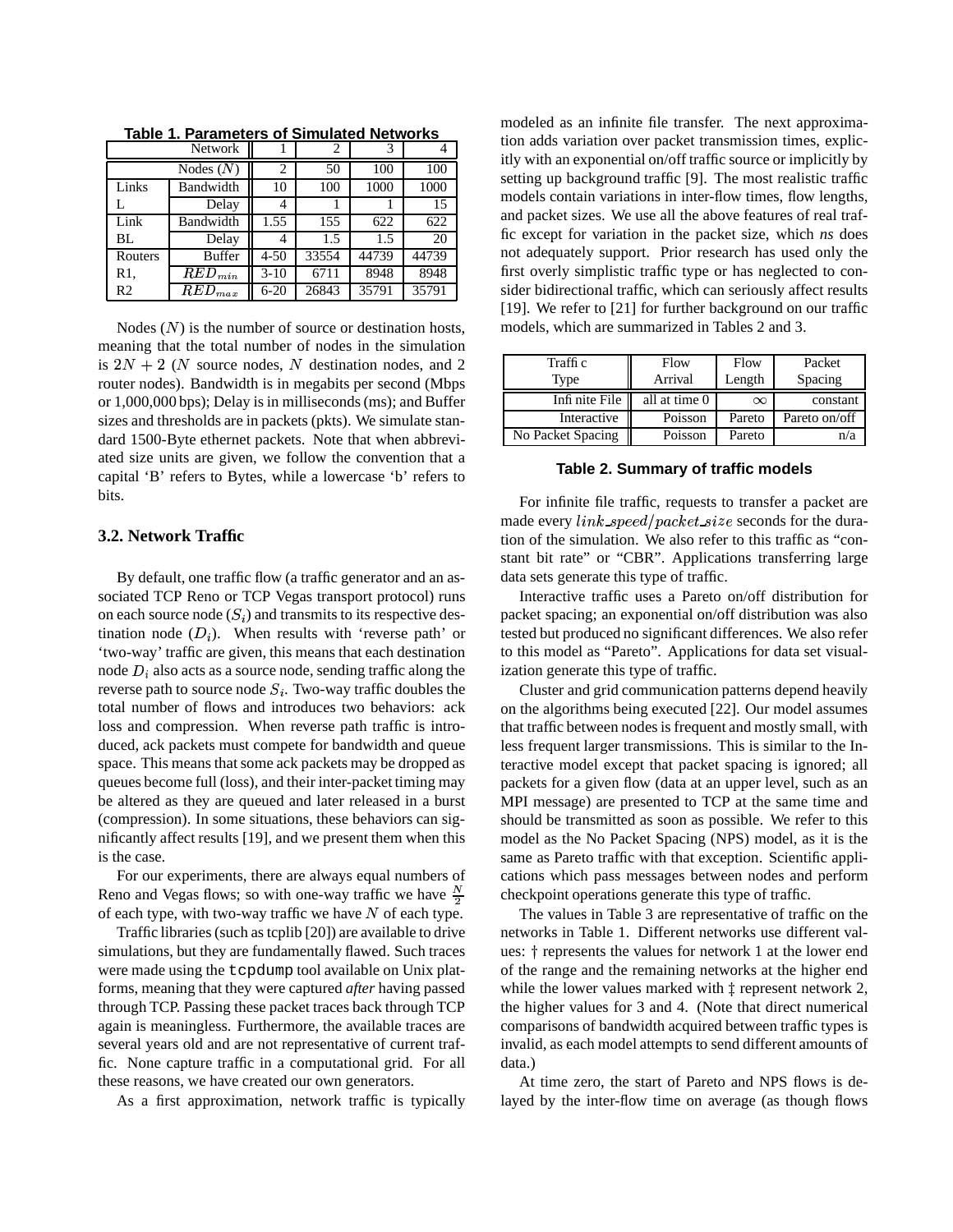**Table 1. Parameters of Simulated Networks**

| | Network | 1 | 2 | 3 | 4 |
|---|---|---|---|---|---|
| | Nodes ($N$) | 2 | 50 | 100 | 100 |
| Links | Bandwidth | 10 | 100 | 1000 | 1000 |
| L | Delay | 4 | 1 | 1 | 15 |
| Link | Bandwidth | 1.55 | 155 | 622 | 622 |
| BL | Delay | 4 | 1.5 | 1.5 | 20 |
| Routers | Buffer | 4-50 | 33554 | 44739 | 44739 |
| R1, | $RED_{min}$ | 3-10 | 6711 | 8948 | 8948 |
| R2 | $RED_{max}$ | 6-20 | 26843 | 35791 | 35791 |

Nodes ($N$) is the number of source or destination hosts, meaning that the total number of nodes in the simulation is $2N + 2$ ($N$ source nodes, $N$ destination nodes, and 2 router nodes). Bandwidth is in megabits per second (Mbps or 1,000,000 bps); Delay is in milliseconds (ms); and Buffer sizes and thresholds are in packets (pkts). We simulate standard 1500-Byte ethernet packets. Note that when abbreviated size units are given, we follow the convention that a capital 'B' refers to Bytes, while a lowercase 'b' refers to bits.

### 3.2. Network Traffic

By default, one traffic flow (a traffic generator and an associated TCP Reno or TCP Vegas transport protocol) runs on each source node ($S_i$) and transmits to its respective destination node ($D_i$). When results with 'reverse path' or 'two-way' traffic are given, this means that each destination node $D_i$ also acts as a source node, sending traffic along the reverse path to source node $S_i$. Two-way traffic doubles the total number of flows and introduces two behaviors: ack loss and compression. When reverse path traffic is introduced, ack packets must compete for bandwidth and queue space. This means that some ack packets may be dropped as queues become full (loss), and their inter-packet timing may be altered as they are queued and later released in a burst (compression). In some situations, these behaviors can significantly affect results [19], and we present them when this is the case.

For our experiments, there are always equal numbers of Reno and Vegas flows; so with one-way traffic we have $\frac{N}{2}$ of each type, with two-way traffic we have $N$ of each type.

Traffic libraries (such as tcplib [20]) are available to drive simulations, but they are fundamentally flawed. Such traces were made using the `tcpdump` tool available on Unix platforms, meaning that they were captured *after* having passed through TCP. Passing these packet traces back through TCP again is meaningless. Furthermore, the available traces are several years old and are not representative of current traffic. None capture traffic in a computational grid. For all these reasons, we have created our own generators.

As a first approximation, network traffic is typically modeled as an infinite file transfer. The next approximation adds variation over packet transmission times, explicitly with an exponential on/off traffic source or implicitly by setting up background traffic [9]. The most realistic traffic models contain variations in inter-flow times, flow lengths, and packet sizes. We use all the above features of real traffic except for variation in the packet size, which *ns* does not adequately support. Prior research has used only the first overly simplistic traffic type or has neglected to consider bidirectional traffic, which can seriously affect results [19]. We refer to [21] for further background on our traffic models, which are summarized in Tables 2 and 3.

| Traffic Type | Flow Arrival | Flow Length | Packet Spacing |
|---|---|---|---|
| Infinite File | all at time 0 | $\infty$ | constant |
| Interactive | Poisson | Pareto | Pareto on/off |
| No Packet Spacing | Poisson | Pareto | n/a |

**Table 2. Summary of traffic models**

For infinite file traffic, requests to transfer a packet are made every $link\_speed/packet\_size$ seconds for the duration of the simulation. We also refer to this traffic as "constant bit rate" or "CBR". Applications transferring large data sets generate this type of traffic.

Interactive traffic uses a Pareto on/off distribution for packet spacing; an exponential on/off distribution was also tested but produced no significant differences. We also refer to this model as "Pareto". Applications for data set visualization generate this type of traffic.

Cluster and grid communication patterns depend heavily on the algorithms being executed [22]. Our model assumes that traffic between nodes is frequent and mostly small, with less frequent larger transmissions. This is similar to the Interactive model except that packet spacing is ignored; all packets for a given flow (data at an upper level, such as an MPI message) are presented to TCP at the same time and should be transmitted as soon as possible. We refer to this model as the No Packet Spacing (NPS) model, as it is the same as Pareto traffic with that exception. Scientific applications which pass messages between nodes and perform checkpoint operations generate this type of traffic.

The values in Table 3 are representative of traffic on the networks in Table 1. Different networks use different values: † represents the values for network 1 at the lower end of the range and the remaining networks at the higher end while the lower values marked with ‡ represent network 2, the higher values for 3 and 4. (Note that direct numerical comparisons of bandwidth acquired between traffic types is invalid, as each model attempts to send different amounts of data.)

At time zero, the start of Pareto and NPS flows is delayed by the inter-flow time on average (as though flows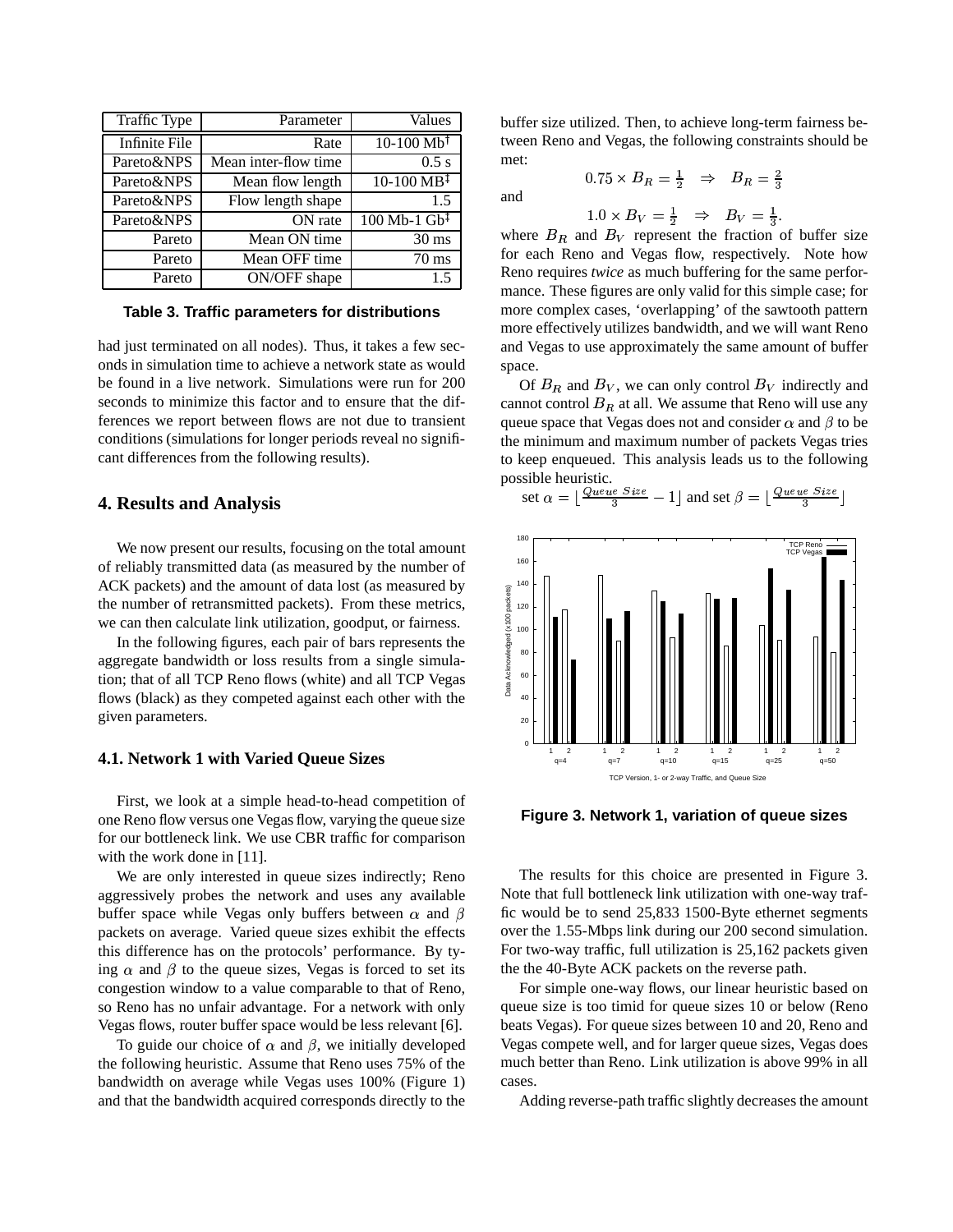| Traffic Type | Parameter | Values |
|---|---|---|
| Infinite File | Rate | 10-100 Mb[†] |
| Pareto&NPS | Mean inter-flow time | 0.5 s |
| Pareto&NPS | Mean flow length | 10-100 MB[‡] |
| Pareto&NPS | Flow length shape | 1.5 |
| Pareto&NPS | ON rate | 100 Mb-1 Gb[‡] |
| Pareto | Mean ON time | 30 ms |
| Pareto | Mean OFF time | 70 ms |
| Pareto | ON/OFF shape | 1.5 |

**Table 3. Traffic parameters for distributions**

had just terminated on all nodes). Thus, it takes a few seconds in simulation time to achieve a network state as would be found in a live network. Simulations were run for 200 seconds to minimize this factor and to ensure that the differences we report between flows are not due to transient conditions (simulations for longer periods reveal no significant differences from the following results).

## 4. Results and Analysis

We now present our results, focusing on the total amount of reliably transmitted data (as measured by the number of ACK packets) and the amount of data lost (as measured by the number of retransmitted packets). From these metrics, we can then calculate link utilization, goodput, or fairness.

In the following figures, each pair of bars represents the aggregate bandwidth or loss results from a single simulation; that of all TCP Reno flows (white) and all TCP Vegas flows (black) as they competed against each other with the given parameters.

### 4.1. Network 1 with Varied Queue Sizes

First, we look at a simple head-to-head competition of one Reno flow versus one Vegas flow, varying the queue size for our bottleneck link. We use CBR traffic for comparison with the work done in [11].

We are only interested in queue sizes indirectly; Reno aggressively probes the network and uses any available buffer space while Vegas only buffers between $\alpha$ and $\beta$ packets on average. Varied queue sizes exhibit the effects this difference has on the protocols' performance. By tying $\alpha$ and $\beta$ to the queue sizes, Vegas is forced to set its congestion window to a value comparable to that of Reno, so Reno has no unfair advantage. For a network with only Vegas flows, router buffer space would be less relevant [6].

To guide our choice of $\alpha$ and $\beta$, we initially developed the following heuristic. Assume that Reno uses 75% of the bandwidth on average while Vegas uses 100% (Figure 1) and that the bandwidth acquired corresponds directly to the buffer size utilized. Then, to achieve long-term fairness between Reno and Vegas, the following constraints should be met:

$$0.75 \times B_R = \tfrac{1}{2} \quad \Rightarrow \quad B_R = \tfrac{2}{3}$$

and

$$1.0 \times B_V = \tfrac{1}{2} \quad \Rightarrow \quad B_V = \tfrac{1}{3}.$$

where $B_R$ and $B_V$ represent the fraction of buffer size for each Reno and Vegas flow, respectively. Note how Reno requires *twice* as much buffering for the same performance. These figures are only valid for this simple case; for more complex cases, 'overlapping' of the sawtooth pattern more effectively utilizes bandwidth, and we will want Reno and Vegas to use approximately the same amount of buffer space.

Of $B_R$ and $B_V$, we can only control $B_V$ indirectly and cannot control $B_R$ at all. We assume that Reno will use any queue space that Vegas does not and consider $\alpha$ and $\beta$ to be the minimum and maximum number of packets Vegas tries to keep enqueued. This analysis leads us to the following possible heuristic.

set $\alpha = \lfloor \frac{Queue\ Size}{3} - 1 \rfloor$ and set $\beta = \lfloor \frac{Queue\ Size}{3} \rfloor$

**Figure 3. Network 1, variation of queue sizes**

The results for this choice are presented in Figure 3. Note that full bottleneck link utilization with one-way traffic would be to send 25,833 1500-Byte ethernet segments over the 1.55-Mbps link during our 200 second simulation. For two-way traffic, full utilization is 25,162 packets given the the 40-Byte ACK packets on the reverse path.

For simple one-way flows, our linear heuristic based on queue size is too timid for queue sizes 10 or below (Reno beats Vegas). For queue sizes between 10 and 20, Reno and Vegas compete well, and for larger queue sizes, Vegas does much better than Reno. Link utilization is above 99% in all cases.

Adding reverse-path traffic slightly decreases the amount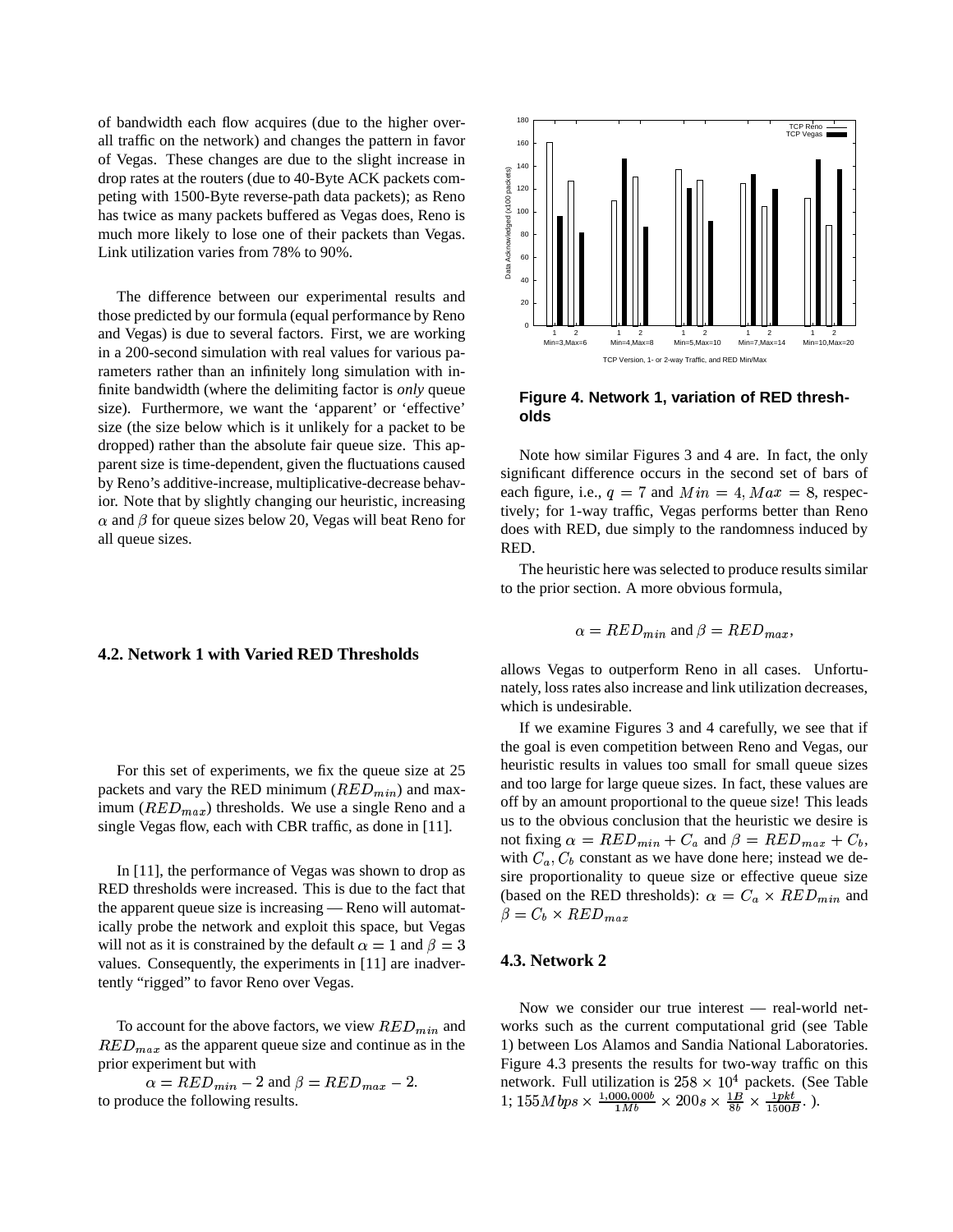of bandwidth each flow acquires (due to the higher overall traffic on the network) and changes the pattern in favor of Vegas. These changes are due to the slight increase in drop rates at the routers (due to 40-Byte ACK packets competing with 1500-Byte reverse-path data packets); as Reno has twice as many packets buffered as Vegas does, Reno is much more likely to lose one of their packets than Vegas. Link utilization varies from 78% to 90%.

The difference between our experimental results and those predicted by our formula (equal performance by Reno and Vegas) is due to several factors. First, we are working in a 200-second simulation with real values for various parameters rather than an infinitely long simulation with infinite bandwidth (where the delimiting factor is *only* queue size). Furthermore, we want the 'apparent' or 'effective' size (the size below which is it unlikely for a packet to be dropped) rather than the absolute fair queue size. This apparent size is time-dependent, given the fluctuations caused by Reno's additive-increase, multiplicative-decrease behavior. Note that by slightly changing our heuristic, increasing $\alpha$ and $\beta$ for queue sizes below 20, Vegas will beat Reno for all queue sizes.

### 4.2. Network 1 with Varied RED Thresholds

For this set of experiments, we fix the queue size at 25 packets and vary the RED minimum ($RED_{min}$) and maximum ($RED_{max}$) thresholds. We use a single Reno and a single Vegas flow, each with CBR traffic, as done in [11].

In [11], the performance of Vegas was shown to drop as RED thresholds were increased. This is due to the fact that the apparent queue size is increasing — Reno will automatically probe the network and exploit this space, but Vegas will not as it is constrained by the default $\alpha = 1$ and $\beta = 3$ values. Consequently, the experiments in [11] are inadvertently "rigged" to favor Reno over Vegas.

To account for the above factors, we view $RED_{min}$ and $RED_{max}$ as the apparent queue size and continue as in the prior experiment but with

$$\alpha = RED_{min} - 2 \text{ and } \beta = RED_{max} - 2.$$

to produce the following results.

**Figure 4. Network 1, variation of RED thresholds**

Note how similar Figures 3 and 4 are. In fact, the only significant difference occurs in the second set of bars of each figure, i.e., $q = 7$ and $Min = 4, Max = 8$, respectively; for 1-way traffic, Vegas performs better than Reno does with RED, due simply to the randomness induced by RED.

The heuristic here was selected to produce results similar to the prior section. A more obvious formula,

$$\alpha = RED_{min} \text{ and } \beta = RED_{max},$$

allows Vegas to outperform Reno in all cases. Unfortunately, loss rates also increase and link utilization decreases, which is undesirable.

If we examine Figures 3 and 4 carefully, we see that if the goal is even competition between Reno and Vegas, our heuristic results in values too small for small queue sizes and too large for large queue sizes. In fact, these values are off by an amount proportional to the queue size! This leads us to the obvious conclusion that the heuristic we desire is not fixing $\alpha = RED_{min} + C_a$ and $\beta = RED_{max} + C_b$, with $C_a, C_b$ constant as we have done here; instead we desire proportionality to queue size or effective queue size (based on the RED thresholds): $\alpha = C_a \times RED_{min}$ and $\beta = C_b \times RED_{max}$

### 4.3. Network 2

Now we consider our true interest — real-world networks such as the current computational grid (see Table 1) between Los Alamos and Sandia National Laboratories. Figure 4.3 presents the results for two-way traffic on this network. Full utilization is $258 \times 10^4$ packets. (See Table 1; $155Mbps \times \frac{1,000,000b}{1Mb} \times 200s \times \frac{1B}{8b} \times \frac{1pkt}{1500B}$. ).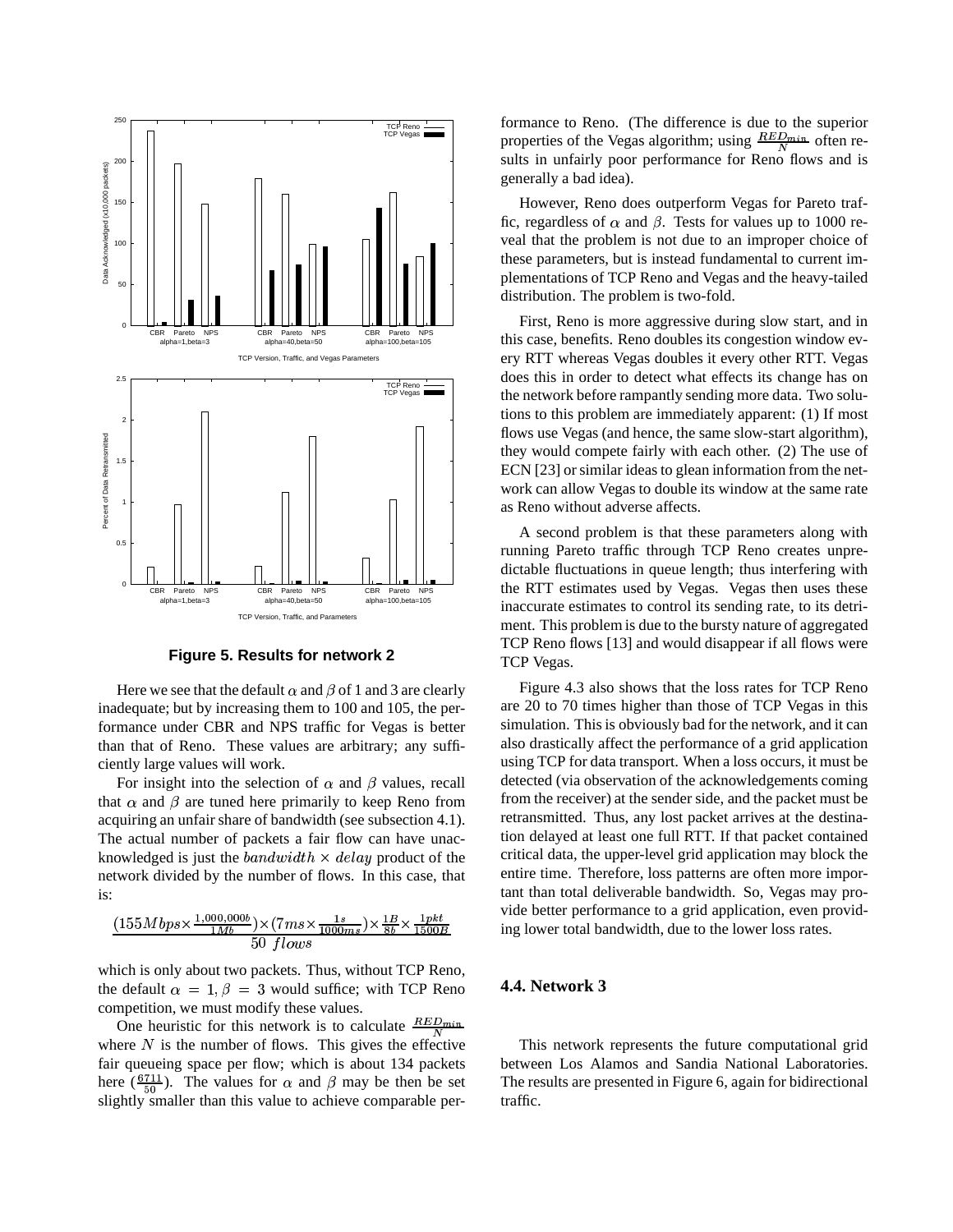**Figure 5. Results for network 2**

Here we see that the default $\alpha$ and $\beta$ of 1 and 3 are clearly inadequate; but by increasing them to 100 and 105, the performance under CBR and NPS traffic for Vegas is better than that of Reno. These values are arbitrary; any sufficiently large values will work.

For insight into the selection of $\alpha$ and $\beta$ values, recall that $\alpha$ and $\beta$ are tuned here primarily to keep Reno from acquiring an unfair share of bandwidth (see subsection 4.1). The actual number of packets a fair flow can have unacknowledged is just the $bandwidth \times delay$ product of the network divided by the number of flows. In this case, that is:

$$\frac{(155Mbps \times \frac{1,000,000b}{1Mb}) \times (7ms \times \frac{1s}{1000ms}) \times \frac{1B}{8b} \times \frac{1pkt}{1500B}}{50\ flows}$$

which is only about two packets. Thus, without TCP Reno, the default $\alpha = 1, \beta = 3$ would suffice; with TCP Reno competition, we must modify these values.

One heuristic for this network is to calculate $\frac{RED_{min}}{N}$ where $N$ is the number of flows. This gives the effective fair queueing space per flow; which is about 134 packets here ($\frac{6711}{50}$). The values for $\alpha$ and $\beta$ may be then be set slightly smaller than this value to achieve comparable performance to Reno. (The difference is due to the superior properties of the Vegas algorithm; using $\frac{RED_{min}}{N}$ often results in unfairly poor performance for Reno flows and is generally a bad idea).

However, Reno does outperform Vegas for Pareto traffic, regardless of $\alpha$ and $\beta$. Tests for values up to 1000 reveal that the problem is not due to an improper choice of these parameters, but is instead fundamental to current implementations of TCP Reno and Vegas and the heavy-tailed distribution. The problem is two-fold.

First, Reno is more aggressive during slow start, and in this case, benefits. Reno doubles its congestion window every RTT whereas Vegas doubles it every other RTT. Vegas does this in order to detect what effects its change has on the network before rampantly sending more data. Two solutions to this problem are immediately apparent: (1) If most flows use Vegas (and hence, the same slow-start algorithm), they would compete fairly with each other. (2) The use of ECN [23] or similar ideas to glean information from the network can allow Vegas to double its window at the same rate as Reno without adverse affects.

A second problem is that these parameters along with running Pareto traffic through TCP Reno creates unpredictable fluctuations in queue length; thus interfering with the RTT estimates used by Vegas. Vegas then uses these inaccurate estimates to control its sending rate, to its detriment. This problem is due to the bursty nature of aggregated TCP Reno flows [13] and would disappear if all flows were TCP Vegas.

Figure 4.3 also shows that the loss rates for TCP Reno are 20 to 70 times higher than those of TCP Vegas in this simulation. This is obviously bad for the network, and it can also drastically affect the performance of a grid application using TCP for data transport. When a loss occurs, it must be detected (via observation of the acknowledgements coming from the receiver) at the sender side, and the packet must be retransmitted. Thus, any lost packet arrives at the destination delayed at least one full RTT. If that packet contained critical data, the upper-level grid application may block the entire time. Therefore, loss patterns are often more important than total deliverable bandwidth. So, Vegas may provide better performance to a grid application, even providing lower total bandwidth, due to the lower loss rates.

### 4.4. Network 3

This network represents the future computational grid between Los Alamos and Sandia National Laboratories. The results are presented in Figure 6, again for bidirectional traffic.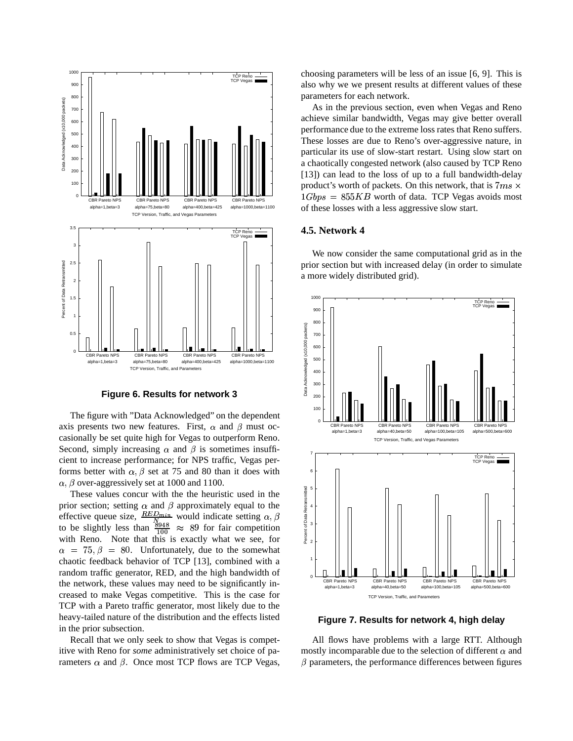**Figure 6. Results for network 3**

The figure with "Data Acknowledged" on the dependent axis presents two new features. First, $\alpha$ and $\beta$ must occasionally be set quite high for Vegas to outperform Reno. Second, simply increasing $\alpha$ and $\beta$ is sometimes insufficient to increase performance; for NPS traffic, Vegas performs better with $\alpha, \beta$ set at 75 and 80 than it does with $\alpha, \beta$ over-aggressively set at 1000 and 1100.

These values concur with the the heuristic used in the prior section; setting $\alpha$ and $\beta$ approximately equal to the effective queue size, $\frac{RED_{min}}{N}$ would indicate setting $\alpha, \beta$ to be slightly less than $\frac{8948}{100} \approx 89$ for fair competition with Reno. Note that this is exactly what we see, for $\alpha = 75, \beta = 80$. Unfortunately, due to the somewhat chaotic feedback behavior of TCP [13], combined with a random traffic generator, RED, and the high bandwidth of the network, these values may need to be significantly increased to make Vegas competitive. This is the case for TCP with a Pareto traffic generator, most likely due to the heavy-tailed nature of the distribution and the effects listed in the prior subsection.

Recall that we only seek to show that Vegas is competitive with Reno for *some* administratively set choice of parameters $\alpha$ and $\beta$. Once most TCP flows are TCP Vegas, choosing parameters will be less of an issue [6, 9]. This is also why we we present results at different values of these parameters for each network.

As in the previous section, even when Vegas and Reno achieve similar bandwidth, Vegas may give better overall performance due to the extreme loss rates that Reno suffers. These losses are due to Reno's over-aggressive nature, in particular its use of slow-start restart. Using slow start on a chaotically congested network (also caused by TCP Reno [13]) can lead to the loss of up to a full bandwidth-delay product's worth of packets. On this network, that is $7ms \times 1Gbps = 855KB$ worth of data. TCP Vegas avoids most of these losses with a less aggressive slow start.

### 4.5. Network 4

We now consider the same computational grid as in the prior section but with increased delay (in order to simulate a more widely distributed grid).

**Figure 7. Results for network 4, high delay**

All flows have problems with a large RTT. Although mostly incomparable due to the selection of different $\alpha$ and $\beta$ parameters, the performance differences between figures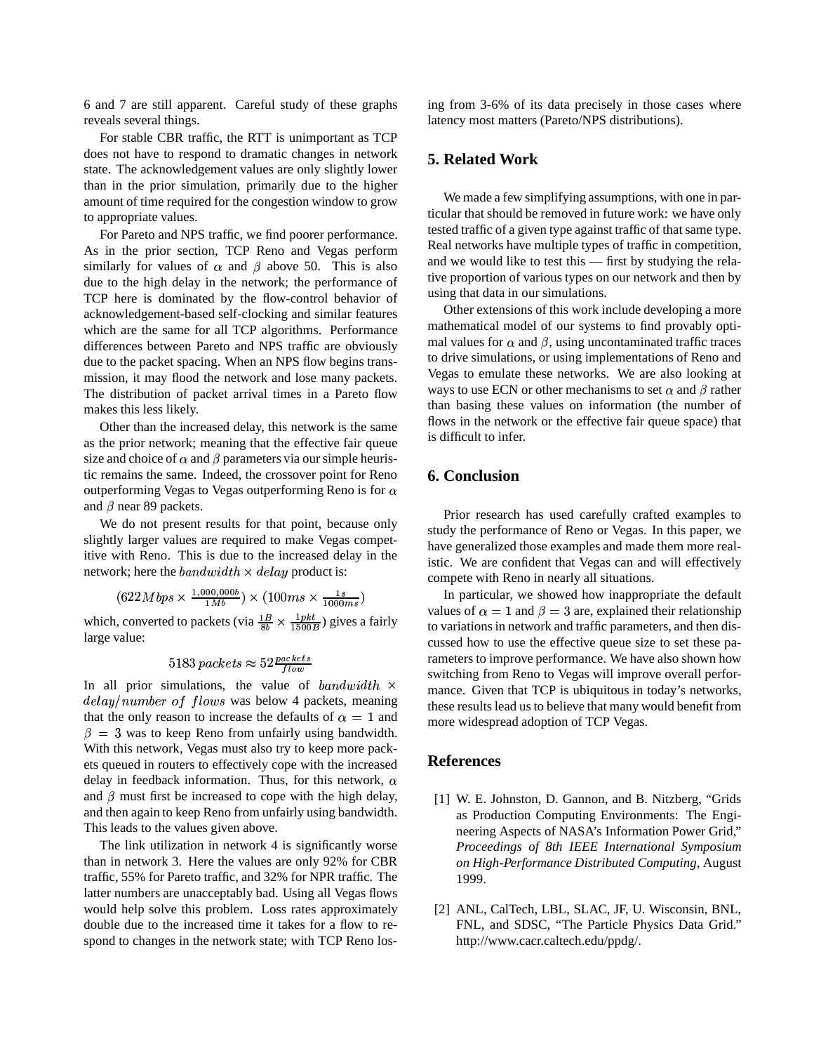6 and 7 are still apparent. Careful study of these graphs reveals several things.

For stable CBR traffic, the RTT is unimportant as TCP does not have to respond to dramatic changes in network state. The acknowledgement values are only slightly lower than in the prior simulation, primarily due to the higher amount of time required for the congestion window to grow to appropriate values.

For Pareto and NPS traffic, we find poorer performance. As in the prior section, TCP Reno and Vegas perform similarly for values of $\alpha$ and $\beta$ above 50. This is also due to the high delay in the network; the performance of TCP here is dominated by the flow-control behavior of acknowledgement-based self-clocking and similar features which are the same for all TCP algorithms. Performance differences between Pareto and NPS traffic are obviously due to the packet spacing. When an NPS flow begins transmission, it may flood the network and lose many packets. The distribution of packet arrival times in a Pareto flow makes this less likely.

Other than the increased delay, this network is the same as the prior network; meaning that the effective fair queue size and choice of $\alpha$ and $\beta$ parameters via our simple heuristic remains the same. Indeed, the crossover point for Reno outperforming Vegas to Vegas outperforming Reno is for $\alpha$ and $\beta$ near 89 packets.

We do not present results for that point, because only slightly larger values are required to make Vegas competitive with Reno. This is due to the increased delay in the network; here the $bandwidth \times delay$ product is:

$$(622 Mbps \times \frac{1{,}000{,}000 b}{1 Mb}) \times (100 ms \times \frac{1 s}{1000 ms})$$

which, converted to packets (via $\frac{1B}{8b} \times \frac{1pkt}{1500B}$) gives a fairly large value:

$$5183\, packets \approx 52 \frac{packets}{flow}$$

In all prior simulations, the value of $bandwidth \times delay / number\ of\ flows$ was below 4 packets, meaning that the only reason to increase the defaults of $\alpha = 1$ and $\beta = 3$ was to keep Reno from unfairly using bandwidth. With this network, Vegas must also try to keep more packets queued in routers to effectively cope with the increased delay in feedback information. Thus, for this network, $\alpha$ and $\beta$ must first be increased to cope with the high delay, and then again to keep Reno from unfairly using bandwidth. This leads to the values given above.

The link utilization in network 4 is significantly worse than in network 3. Here the values are only 92% for CBR traffic, 55% for Pareto traffic, and 32% for NPR traffic. The latter numbers are unacceptably bad. Using all Vegas flows would help solve this problem. Loss rates approximately double due to the increased time it takes for a flow to respond to changes in the network state; with TCP Reno losing from 3-6% of its data precisely in those cases where latency most matters (Pareto/NPS distributions).

## 5. Related Work

We made a few simplifying assumptions, with one in particular that should be removed in future work: we have only tested traffic of a given type against traffic of that same type. Real networks have multiple types of traffic in competition, and we would like to test this — first by studying the relative proportion of various types on our network and then by using that data in our simulations.

Other extensions of this work include developing a more mathematical model of our systems to find provably optimal values for $\alpha$ and $\beta$, using uncontaminated traffic traces to drive simulations, or using implementations of Reno and Vegas to emulate these networks. We are also looking at ways to use ECN or other mechanisms to set $\alpha$ and $\beta$ rather than basing these values on information (the number of flows in the network or the effective fair queue space) that is difficult to infer.

## 6. Conclusion

Prior research has used carefully crafted examples to study the performance of Reno or Vegas. In this paper, we have generalized those examples and made them more realistic. We are confident that Vegas can and will effectively compete with Reno in nearly all situations.

In particular, we showed how inappropriate the default values of $\alpha = 1$ and $\beta = 3$ are, explained their relationship to variations in network and traffic parameters, and then discussed how to use the effective queue size to set these parameters to improve performance. We have also shown how switching from Reno to Vegas will improve overall performance. Given that TCP is ubiquitous in today's networks, these results lead us to believe that many would benefit from more widespread adoption of TCP Vegas.

## References

[1] W. E. Johnston, D. Gannon, and B. Nitzberg, "Grids as Production Computing Environments: The Engineering Aspects of NASA's Information Power Grid," *Proceedings of 8th IEEE International Symposium on High-Performance Distributed Computing*, August 1999.

[2] ANL, CalTech, LBL, SLAC, JF, U. Wisconsin, BNL, FNL, and SDSC, "The Particle Physics Data Grid." http://www.cacr.caltech.edu/ppdg/.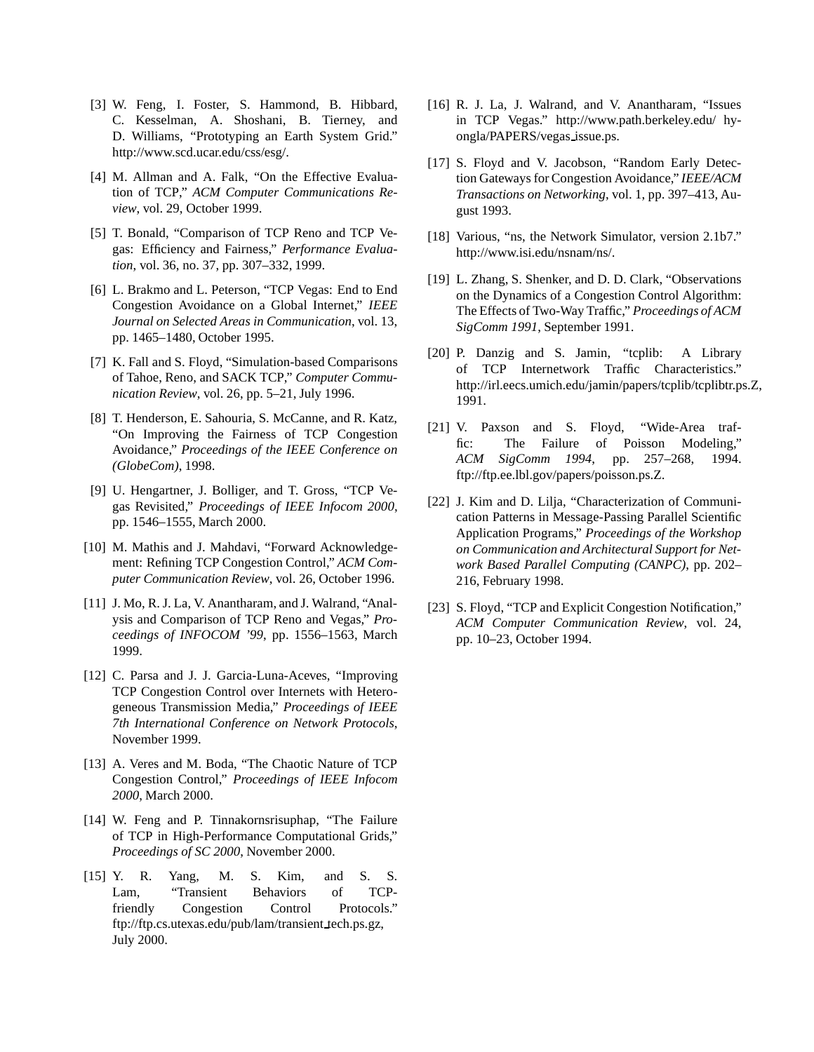[3] W. Feng, I. Foster, S. Hammond, B. Hibbard, C. Kesselman, A. Shoshani, B. Tierney, and D. Williams, "Prototyping an Earth System Grid." http://www.scd.ucar.edu/css/esg/.

[4] M. Allman and A. Falk, "On the Effective Evaluation of TCP," *ACM Computer Communications Review*, vol. 29, October 1999.

[5] T. Bonald, "Comparison of TCP Reno and TCP Vegas: Efficiency and Fairness," *Performance Evaluation*, vol. 36, no. 37, pp. 307–332, 1999.

[6] L. Brakmo and L. Peterson, "TCP Vegas: End to End Congestion Avoidance on a Global Internet," *IEEE Journal on Selected Areas in Communication*, vol. 13, pp. 1465–1480, October 1995.

[7] K. Fall and S. Floyd, "Simulation-based Comparisons of Tahoe, Reno, and SACK TCP," *Computer Communication Review*, vol. 26, pp. 5–21, July 1996.

[8] T. Henderson, E. Sahouria, S. McCanne, and R. Katz, "On Improving the Fairness of TCP Congestion Avoidance," *Proceedings of the IEEE Conference on (GlobeCom)*, 1998.

[9] U. Hengartner, J. Bolliger, and T. Gross, "TCP Vegas Revisited," *Proceedings of IEEE Infocom 2000*, pp. 1546–1555, March 2000.

[10] M. Mathis and J. Mahdavi, "Forward Acknowledgement: Refining TCP Congestion Control," *ACM Computer Communication Review*, vol. 26, October 1996.

[11] J. Mo, R. J. La, V. Anantharam, and J. Walrand, "Analysis and Comparison of TCP Reno and Vegas," *Proceedings of INFOCOM '99*, pp. 1556–1563, March 1999.

[12] C. Parsa and J. J. Garcia-Luna-Aceves, "Improving TCP Congestion Control over Internets with Heterogeneous Transmission Media," *Proceedings of IEEE 7th International Conference on Network Protocols*, November 1999.

[13] A. Veres and M. Boda, "The Chaotic Nature of TCP Congestion Control," *Proceedings of IEEE Infocom 2000*, March 2000.

[14] W. Feng and P. Tinnakornsrisuphap, "The Failure of TCP in High-Performance Computational Grids," *Proceedings of SC 2000*, November 2000.

[15] Y. R. Yang, M. S. Kim, and S. S. Lam, "Transient Behaviors of TCP-friendly Congestion Control Protocols." ftp://ftp.cs.utexas.edu/pub/lam/transient_tech.ps.gz, July 2000.

[16] R. J. La, J. Walrand, and V. Anantharam, "Issues in TCP Vegas." http://www.path.berkeley.edu/ hyongla/PAPERS/vegas_issue.ps.

[17] S. Floyd and V. Jacobson, "Random Early Detection Gateways for Congestion Avoidance," *IEEE/ACM Transactions on Networking*, vol. 1, pp. 397–413, August 1993.

[18] Various, "ns, the Network Simulator, version 2.1b7." http://www.isi.edu/nsnam/ns/.

[19] L. Zhang, S. Shenker, and D. D. Clark, "Observations on the Dynamics of a Congestion Control Algorithm: The Effects of Two-Way Traffic," *Proceedings of ACM SigComm 1991*, September 1991.

[20] P. Danzig and S. Jamin, "tcplib: A Library of TCP Internetwork Traffic Characteristics." http://irl.eecs.umich.edu/jamin/papers/tcplib/tcplibtr.ps.Z, 1991.

[21] V. Paxson and S. Floyd, "Wide-Area traffic: The Failure of Poisson Modeling," *ACM SigComm 1994*, pp. 257–268, 1994. ftp://ftp.ee.lbl.gov/papers/poisson.ps.Z.

[22] J. Kim and D. Lilja, "Characterization of Communication Patterns in Message-Passing Parallel Scientific Application Programs," *Proceedings of the Workshop on Communication and Architectural Support for Network Based Parallel Computing (CANPC)*, pp. 202–216, February 1998.

[23] S. Floyd, "TCP and Explicit Congestion Notification," *ACM Computer Communication Review*, vol. 24, pp. 10–23, October 1994.